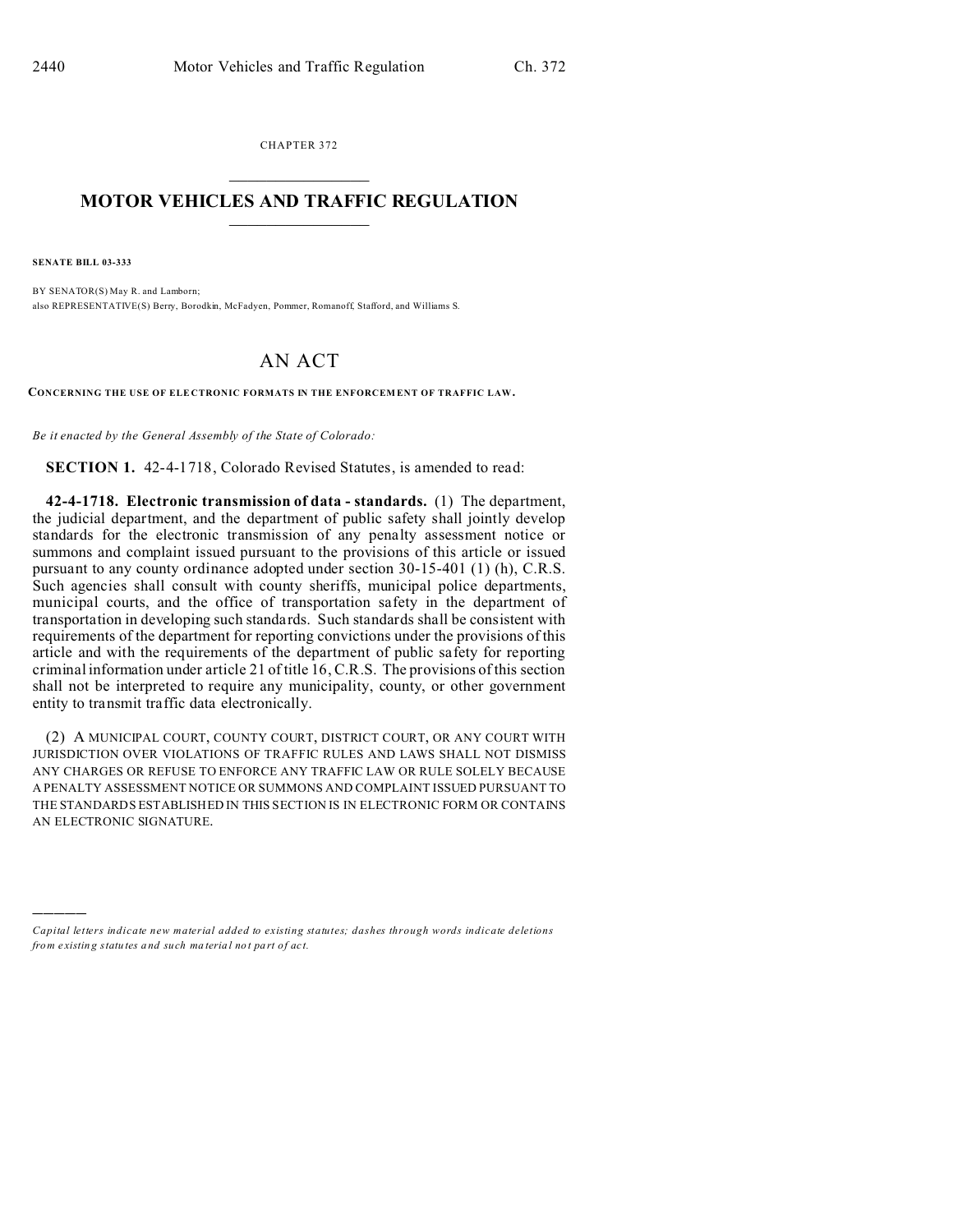CHAPTER 372

# MOTOR VEHICLES AND TRAFFIC REGULATION

**SENATE BILL 03-333**

BY SENATOR(S) May R. and Lamborn;
also REPRESENTATIVE(S) Berry, Borodkin, McFadyen, Pommer, Romanoff, Stafford, and Williams S.

# AN ACT

**CONCERNING THE USE OF ELECTRONIC FORMATS IN THE ENFORCEMENT OF TRAFFIC LAW.**

*Be it enacted by the General Assembly of the State of Colorado:*

**SECTION 1.** 42-4-1718, Colorado Revised Statutes, is amended to read:

**42-4-1718. Electronic transmission of data - standards.** (1) The department, the judicial department, and the department of public safety shall jointly develop standards for the electronic transmission of any penalty assessment notice or summons and complaint issued pursuant to the provisions of this article or issued pursuant to any county ordinance adopted under section 30-15-401 (1) (h), C.R.S. Such agencies shall consult with county sheriffs, municipal police departments, municipal courts, and the office of transportation safety in the department of transportation in developing such standards. Such standards shall be consistent with requirements of the department for reporting convictions under the provisions of this article and with the requirements of the department of public safety for reporting criminal information under article 21 of title 16, C.R.S. The provisions of this section shall not be interpreted to require any municipality, county, or other government entity to transmit traffic data electronically.

(2) A MUNICIPAL COURT, COUNTY COURT, DISTRICT COURT, OR ANY COURT WITH JURISDICTION OVER VIOLATIONS OF TRAFFIC RULES AND LAWS SHALL NOT DISMISS ANY CHARGES OR REFUSE TO ENFORCE ANY TRAFFIC LAW OR RULE SOLELY BECAUSE A PENALTY ASSESSMENT NOTICE OR SUMMONS AND COMPLAINT ISSUED PURSUANT TO THE STANDARDS ESTABLISHED IN THIS SECTION IS IN ELECTRONIC FORM OR CONTAINS AN ELECTRONIC SIGNATURE.

---

*Capital letters indicate new material added to existing statutes; dashes through words indicate deletions from existing statutes and such material not part of act.*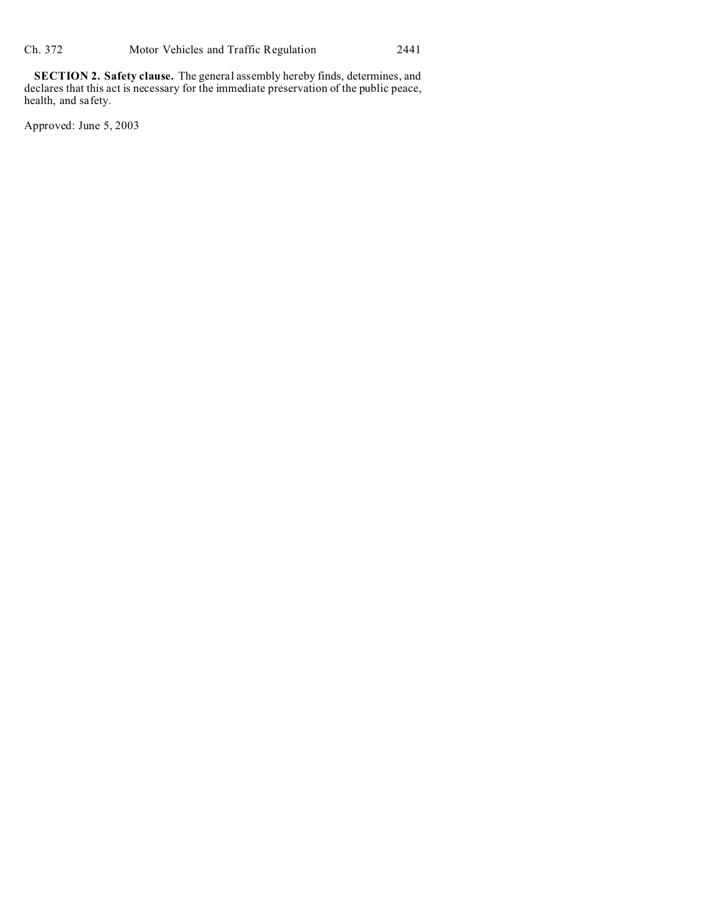**SECTION 2. Safety clause.** The general assembly hereby finds, determines, and declares that this act is necessary for the immediate preservation of the public peace, health, and safety.

Approved: June 5, 2003